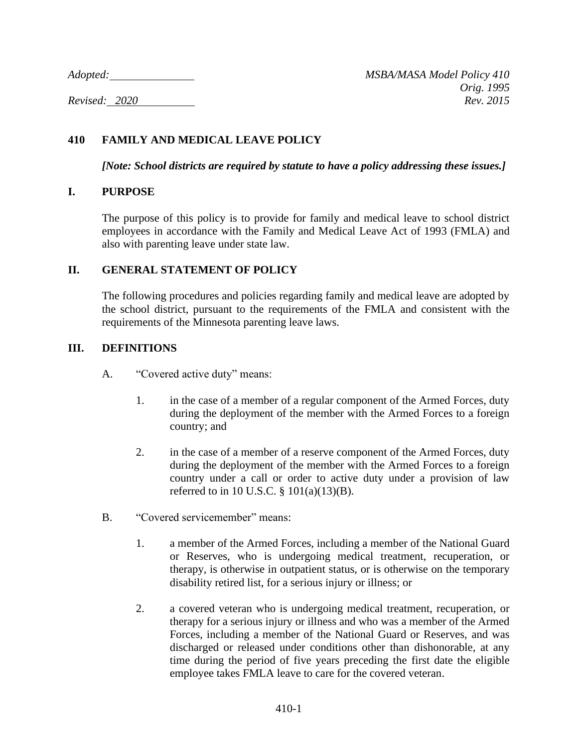*Adopted:* \_\_\_\_\_\_\_\_\_\_\_\_\_\_

*Revised: 2020*

*MSBA/MASA Model Policy 410*
*Orig. 1995*
*Rev. 2015*

# 410 FAMILY AND MEDICAL LEAVE POLICY

***[Note: School districts are required by statute to have a policy addressing these issues.]***

## I. PURPOSE

The purpose of this policy is to provide for family and medical leave to school district employees in accordance with the Family and Medical Leave Act of 1993 (FMLA) and also with parenting leave under state law.

## II. GENERAL STATEMENT OF POLICY

The following procedures and policies regarding family and medical leave are adopted by the school district, pursuant to the requirements of the FMLA and consistent with the requirements of the Minnesota parenting leave laws.

## III. DEFINITIONS

A. "Covered active duty" means:

1. in the case of a member of a regular component of the Armed Forces, duty during the deployment of the member with the Armed Forces to a foreign country; and

2. in the case of a member of a reserve component of the Armed Forces, duty during the deployment of the member with the Armed Forces to a foreign country under a call or order to active duty under a provision of law referred to in 10 U.S.C. § 101(a)(13)(B).

B. "Covered servicemember" means:

1. a member of the Armed Forces, including a member of the National Guard or Reserves, who is undergoing medical treatment, recuperation, or therapy, is otherwise in outpatient status, or is otherwise on the temporary disability retired list, for a serious injury or illness; or

2. a covered veteran who is undergoing medical treatment, recuperation, or therapy for a serious injury or illness and who was a member of the Armed Forces, including a member of the National Guard or Reserves, and was discharged or released under conditions other than dishonorable, at any time during the period of five years preceding the first date the eligible employee takes FMLA leave to care for the covered veteran.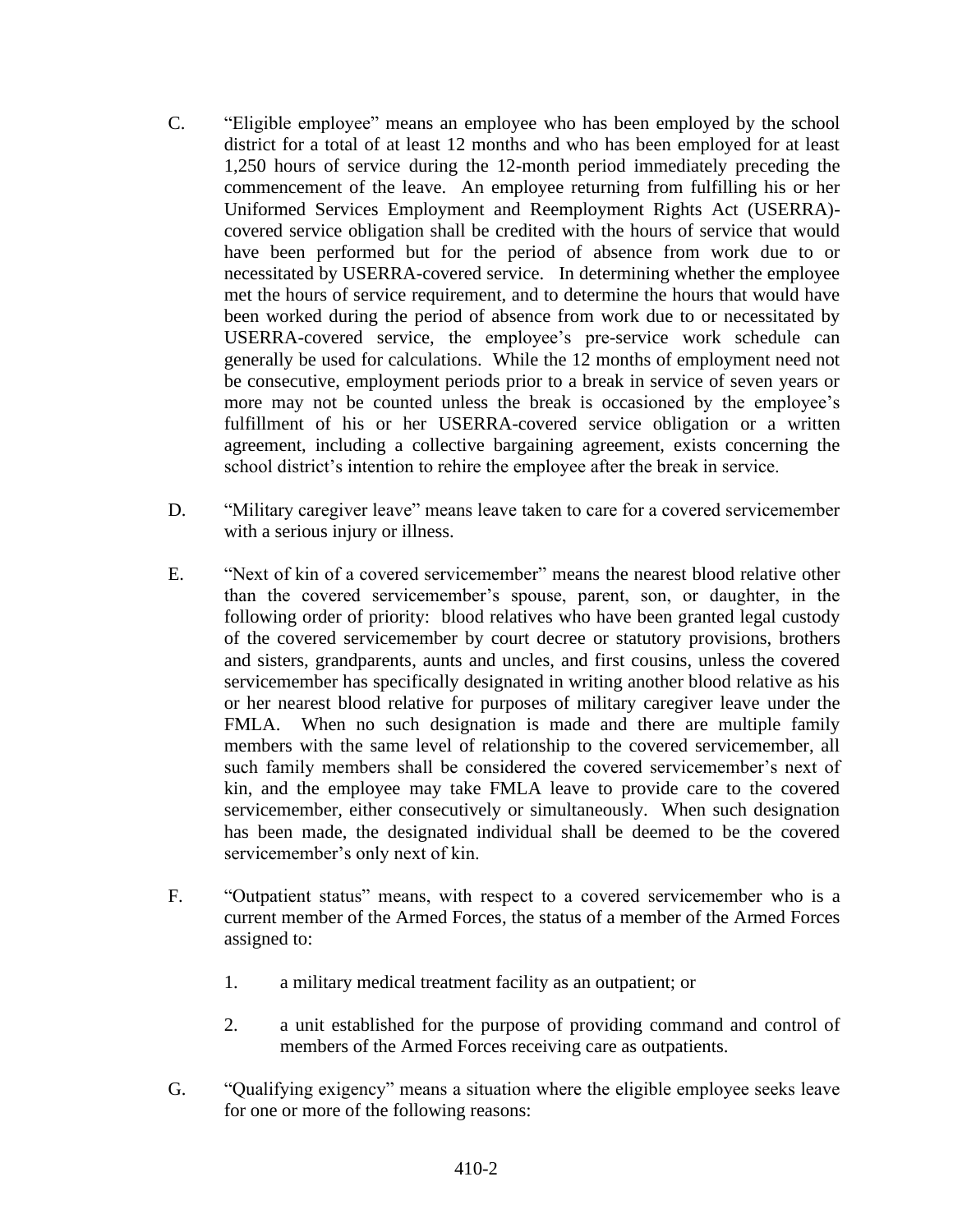C. "Eligible employee" means an employee who has been employed by the school district for a total of at least 12 months and who has been employed for at least 1,250 hours of service during the 12-month period immediately preceding the commencement of the leave. An employee returning from fulfilling his or her Uniformed Services Employment and Reemployment Rights Act (USERRA)-covered service obligation shall be credited with the hours of service that would have been performed but for the period of absence from work due to or necessitated by USERRA-covered service. In determining whether the employee met the hours of service requirement, and to determine the hours that would have been worked during the period of absence from work due to or necessitated by USERRA-covered service, the employee's pre-service work schedule can generally be used for calculations. While the 12 months of employment need not be consecutive, employment periods prior to a break in service of seven years or more may not be counted unless the break is occasioned by the employee's fulfillment of his or her USERRA-covered service obligation or a written agreement, including a collective bargaining agreement, exists concerning the school district's intention to rehire the employee after the break in service.

D. "Military caregiver leave" means leave taken to care for a covered servicemember with a serious injury or illness.

E. "Next of kin of a covered servicemember" means the nearest blood relative other than the covered servicemember's spouse, parent, son, or daughter, in the following order of priority: blood relatives who have been granted legal custody of the covered servicemember by court decree or statutory provisions, brothers and sisters, grandparents, aunts and uncles, and first cousins, unless the covered servicemember has specifically designated in writing another blood relative as his or her nearest blood relative for purposes of military caregiver leave under the FMLA. When no such designation is made and there are multiple family members with the same level of relationship to the covered servicemember, all such family members shall be considered the covered servicemember's next of kin, and the employee may take FMLA leave to provide care to the covered servicemember, either consecutively or simultaneously. When such designation has been made, the designated individual shall be deemed to be the covered servicemember's only next of kin.

F. "Outpatient status" means, with respect to a covered servicemember who is a current member of the Armed Forces, the status of a member of the Armed Forces assigned to:

1. a military medical treatment facility as an outpatient; or

2. a unit established for the purpose of providing command and control of members of the Armed Forces receiving care as outpatients.

G. "Qualifying exigency" means a situation where the eligible employee seeks leave for one or more of the following reasons: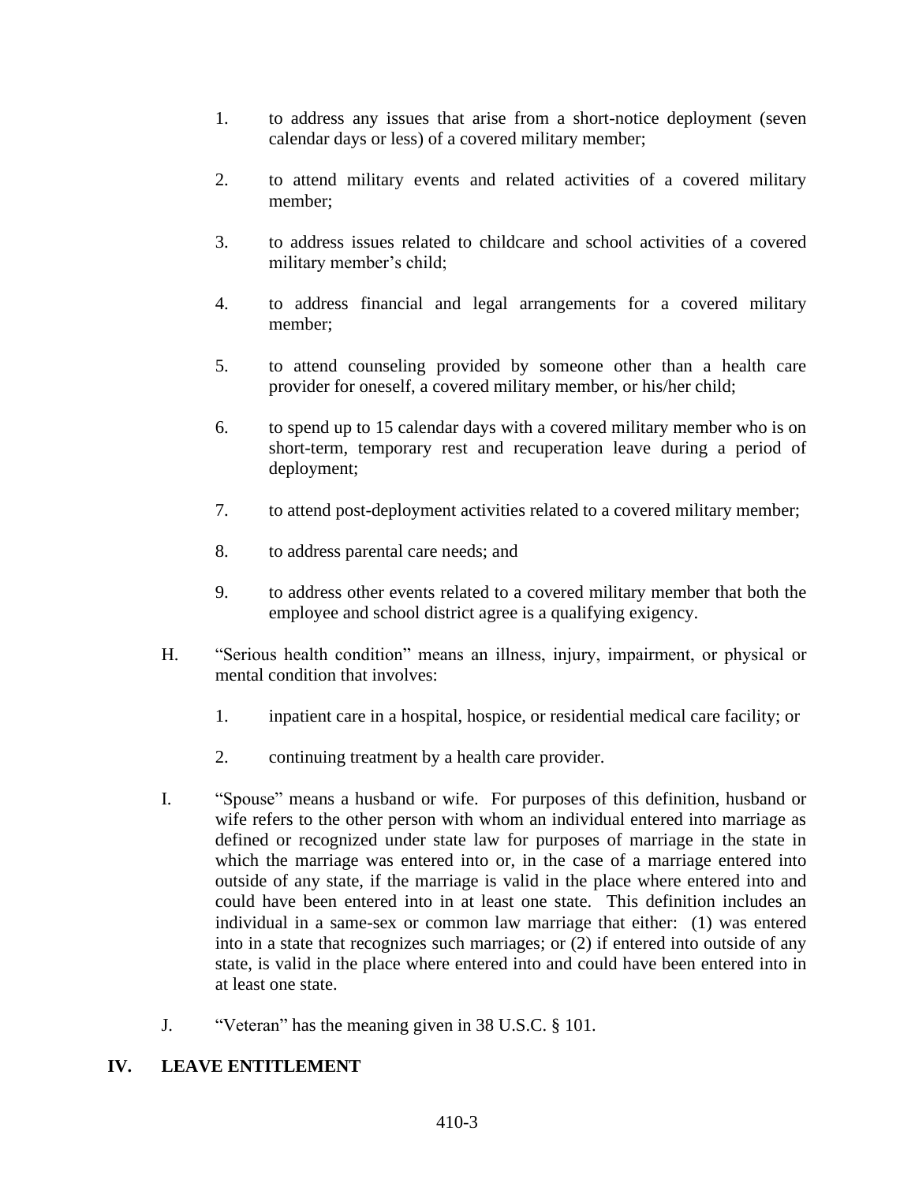1. to address any issues that arise from a short-notice deployment (seven calendar days or less) of a covered military member;

2. to attend military events and related activities of a covered military member;

3. to address issues related to childcare and school activities of a covered military member's child;

4. to address financial and legal arrangements for a covered military member;

5. to attend counseling provided by someone other than a health care provider for oneself, a covered military member, or his/her child;

6. to spend up to 15 calendar days with a covered military member who is on short-term, temporary rest and recuperation leave during a period of deployment;

7. to attend post-deployment activities related to a covered military member;

8. to address parental care needs; and

9. to address other events related to a covered military member that both the employee and school district agree is a qualifying exigency.

H. "Serious health condition" means an illness, injury, impairment, or physical or mental condition that involves:

1. inpatient care in a hospital, hospice, or residential medical care facility; or

2. continuing treatment by a health care provider.

I. "Spouse" means a husband or wife. For purposes of this definition, husband or wife refers to the other person with whom an individual entered into marriage as defined or recognized under state law for purposes of marriage in the state in which the marriage was entered into or, in the case of a marriage entered into outside of any state, if the marriage is valid in the place where entered into and could have been entered into in at least one state. This definition includes an individual in a same-sex or common law marriage that either: (1) was entered into in a state that recognizes such marriages; or (2) if entered into outside of any state, is valid in the place where entered into and could have been entered into in at least one state.

J. "Veteran" has the meaning given in 38 U.S.C. § 101.

## IV. LEAVE ENTITLEMENT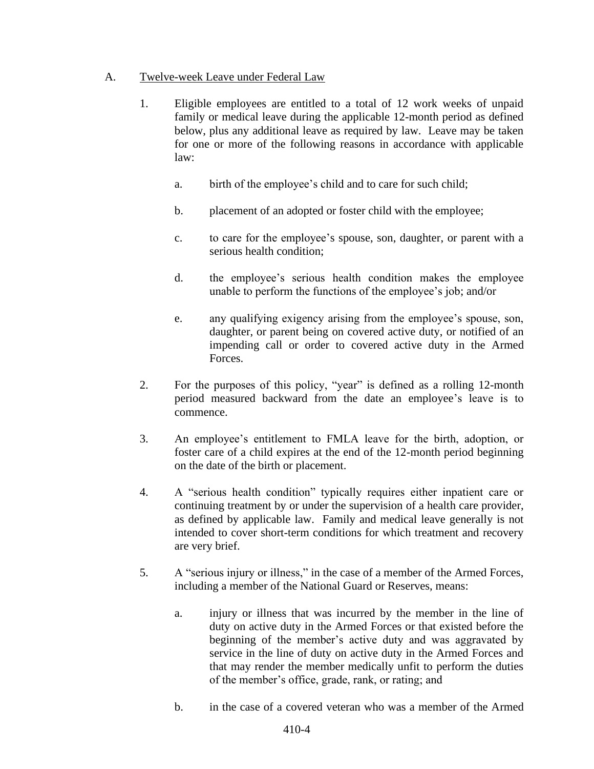A. <u>Twelve-week Leave under Federal Law</u>

1. Eligible employees are entitled to a total of 12 work weeks of unpaid family or medical leave during the applicable 12-month period as defined below, plus any additional leave as required by law. Leave may be taken for one or more of the following reasons in accordance with applicable law:

   a. birth of the employee's child and to care for such child;

   b. placement of an adopted or foster child with the employee;

   c. to care for the employee's spouse, son, daughter, or parent with a serious health condition;

   d. the employee's serious health condition makes the employee unable to perform the functions of the employee's job; and/or

   e. any qualifying exigency arising from the employee's spouse, son, daughter, or parent being on covered active duty, or notified of an impending call or order to covered active duty in the Armed Forces.

2. For the purposes of this policy, "year" is defined as a rolling 12-month period measured backward from the date an employee's leave is to commence.

3. An employee's entitlement to FMLA leave for the birth, adoption, or foster care of a child expires at the end of the 12-month period beginning on the date of the birth or placement.

4. A "serious health condition" typically requires either inpatient care or continuing treatment by or under the supervision of a health care provider, as defined by applicable law. Family and medical leave generally is not intended to cover short-term conditions for which treatment and recovery are very brief.

5. A "serious injury or illness," in the case of a member of the Armed Forces, including a member of the National Guard or Reserves, means:

   a. injury or illness that was incurred by the member in the line of duty on active duty in the Armed Forces or that existed before the beginning of the member's active duty and was aggravated by service in the line of duty on active duty in the Armed Forces and that may render the member medically unfit to perform the duties of the member's office, grade, rank, or rating; and

   b. in the case of a covered veteran who was a member of the Armed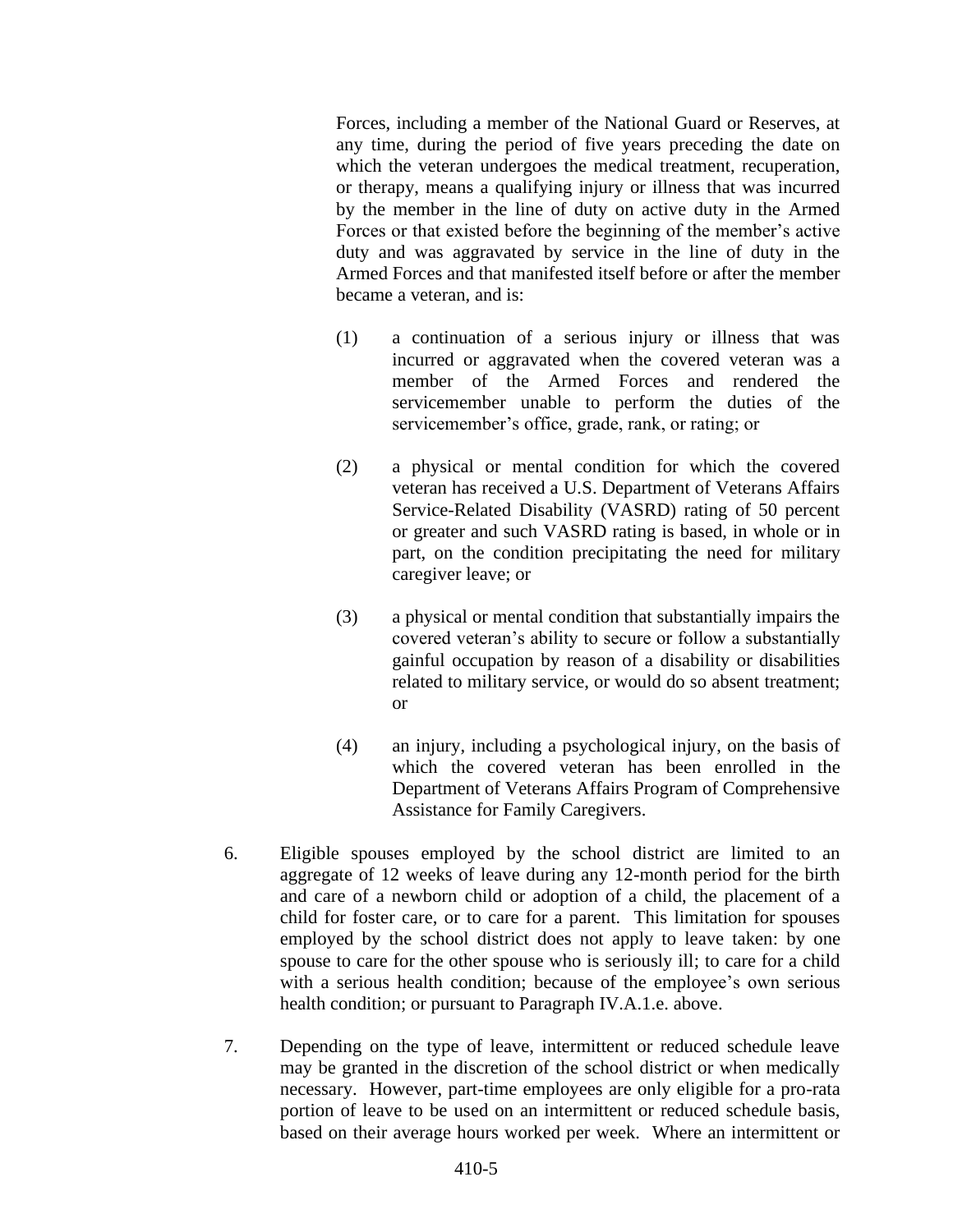Forces, including a member of the National Guard or Reserves, at any time, during the period of five years preceding the date on which the veteran undergoes the medical treatment, recuperation, or therapy, means a qualifying injury or illness that was incurred by the member in the line of duty on active duty in the Armed Forces or that existed before the beginning of the member's active duty and was aggravated by service in the line of duty in the Armed Forces and that manifested itself before or after the member became a veteran, and is:

(1) a continuation of a serious injury or illness that was incurred or aggravated when the covered veteran was a member of the Armed Forces and rendered the servicemember unable to perform the duties of the servicemember's office, grade, rank, or rating; or

(2) a physical or mental condition for which the covered veteran has received a U.S. Department of Veterans Affairs Service-Related Disability (VASRD) rating of 50 percent or greater and such VASRD rating is based, in whole or in part, on the condition precipitating the need for military caregiver leave; or

(3) a physical or mental condition that substantially impairs the covered veteran's ability to secure or follow a substantially gainful occupation by reason of a disability or disabilities related to military service, or would do so absent treatment; or

(4) an injury, including a psychological injury, on the basis of which the covered veteran has been enrolled in the Department of Veterans Affairs Program of Comprehensive Assistance for Family Caregivers.

6. Eligible spouses employed by the school district are limited to an aggregate of 12 weeks of leave during any 12-month period for the birth and care of a newborn child or adoption of a child, the placement of a child for foster care, or to care for a parent. This limitation for spouses employed by the school district does not apply to leave taken: by one spouse to care for the other spouse who is seriously ill; to care for a child with a serious health condition; because of the employee's own serious health condition; or pursuant to Paragraph IV.A.1.e. above.

7. Depending on the type of leave, intermittent or reduced schedule leave may be granted in the discretion of the school district or when medically necessary. However, part-time employees are only eligible for a pro-rata portion of leave to be used on an intermittent or reduced schedule basis, based on their average hours worked per week. Where an intermittent or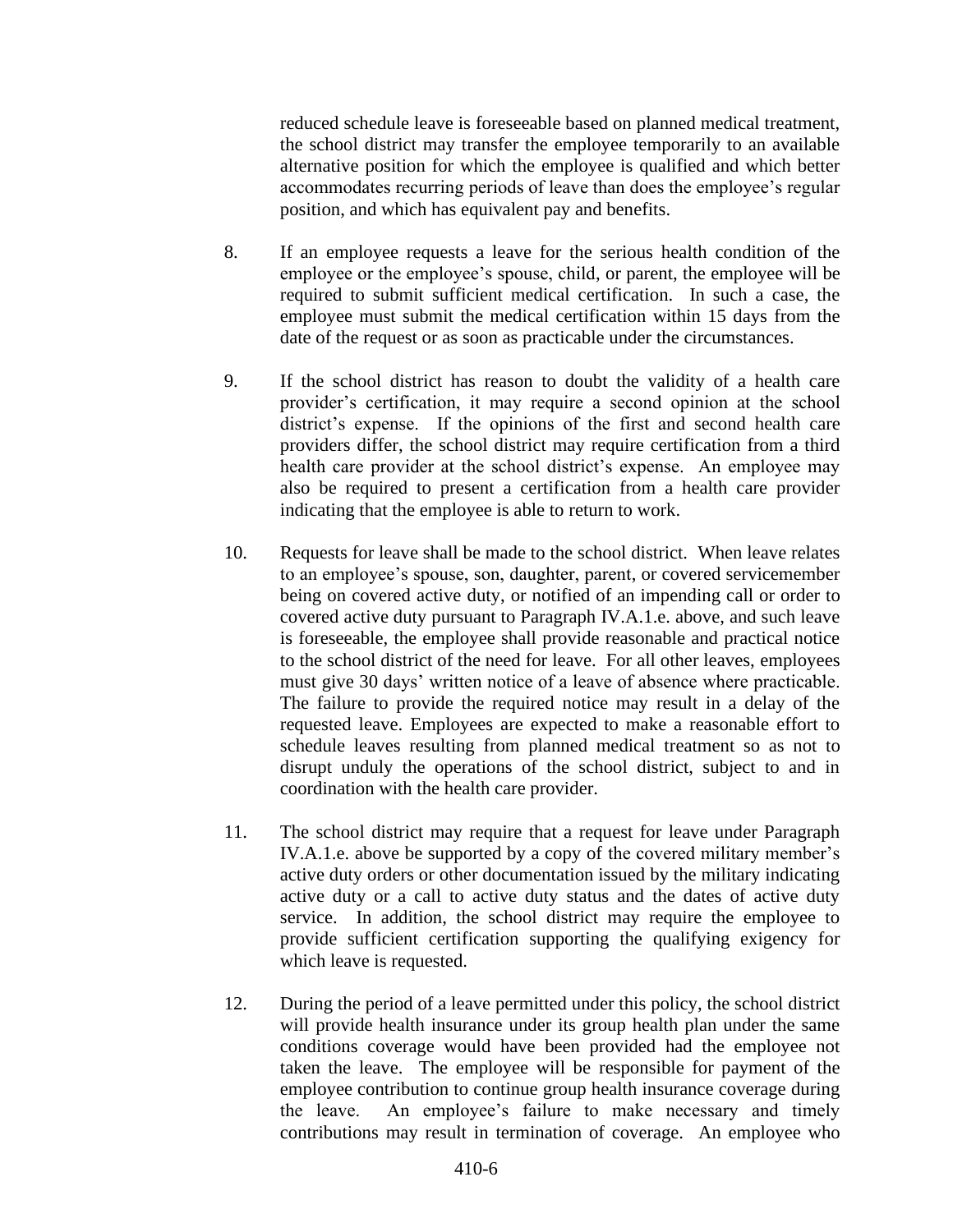reduced schedule leave is foreseeable based on planned medical treatment, the school district may transfer the employee temporarily to an available alternative position for which the employee is qualified and which better accommodates recurring periods of leave than does the employee's regular position, and which has equivalent pay and benefits.

8. If an employee requests a leave for the serious health condition of the employee or the employee's spouse, child, or parent, the employee will be required to submit sufficient medical certification. In such a case, the employee must submit the medical certification within 15 days from the date of the request or as soon as practicable under the circumstances.

9. If the school district has reason to doubt the validity of a health care provider's certification, it may require a second opinion at the school district's expense. If the opinions of the first and second health care providers differ, the school district may require certification from a third health care provider at the school district's expense. An employee may also be required to present a certification from a health care provider indicating that the employee is able to return to work.

10. Requests for leave shall be made to the school district. When leave relates to an employee's spouse, son, daughter, parent, or covered servicemember being on covered active duty, or notified of an impending call or order to covered active duty pursuant to Paragraph IV.A.1.e. above, and such leave is foreseeable, the employee shall provide reasonable and practical notice to the school district of the need for leave. For all other leaves, employees must give 30 days' written notice of a leave of absence where practicable. The failure to provide the required notice may result in a delay of the requested leave. Employees are expected to make a reasonable effort to schedule leaves resulting from planned medical treatment so as not to disrupt unduly the operations of the school district, subject to and in coordination with the health care provider.

11. The school district may require that a request for leave under Paragraph IV.A.1.e. above be supported by a copy of the covered military member's active duty orders or other documentation issued by the military indicating active duty or a call to active duty status and the dates of active duty service. In addition, the school district may require the employee to provide sufficient certification supporting the qualifying exigency for which leave is requested.

12. During the period of a leave permitted under this policy, the school district will provide health insurance under its group health plan under the same conditions coverage would have been provided had the employee not taken the leave. The employee will be responsible for payment of the employee contribution to continue group health insurance coverage during the leave. An employee's failure to make necessary and timely contributions may result in termination of coverage. An employee who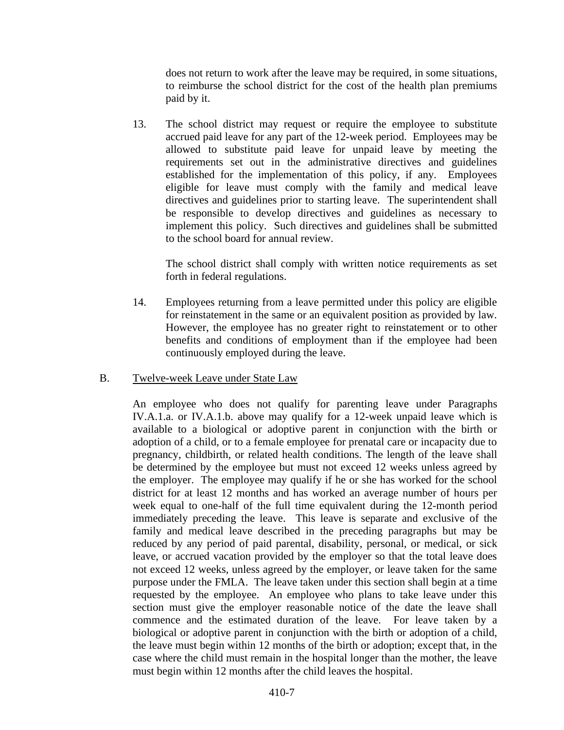does not return to work after the leave may be required, in some situations, to reimburse the school district for the cost of the health plan premiums paid by it.

13. The school district may request or require the employee to substitute accrued paid leave for any part of the 12-week period. Employees may be allowed to substitute paid leave for unpaid leave by meeting the requirements set out in the administrative directives and guidelines established for the implementation of this policy, if any. Employees eligible for leave must comply with the family and medical leave directives and guidelines prior to starting leave. The superintendent shall be responsible to develop directives and guidelines as necessary to implement this policy. Such directives and guidelines shall be submitted to the school board for annual review.

    The school district shall comply with written notice requirements as set forth in federal regulations.

14. Employees returning from a leave permitted under this policy are eligible for reinstatement in the same or an equivalent position as provided by law. However, the employee has no greater right to reinstatement or to other benefits and conditions of employment than if the employee had been continuously employed during the leave.

B. Twelve-week Leave under State Law

An employee who does not qualify for parenting leave under Paragraphs IV.A.1.a. or IV.A.1.b. above may qualify for a 12-week unpaid leave which is available to a biological or adoptive parent in conjunction with the birth or adoption of a child, or to a female employee for prenatal care or incapacity due to pregnancy, childbirth, or related health conditions. The length of the leave shall be determined by the employee but must not exceed 12 weeks unless agreed by the employer. The employee may qualify if he or she has worked for the school district for at least 12 months and has worked an average number of hours per week equal to one-half of the full time equivalent during the 12-month period immediately preceding the leave. This leave is separate and exclusive of the family and medical leave described in the preceding paragraphs but may be reduced by any period of paid parental, disability, personal, or medical, or sick leave, or accrued vacation provided by the employer so that the total leave does not exceed 12 weeks, unless agreed by the employer, or leave taken for the same purpose under the FMLA. The leave taken under this section shall begin at a time requested by the employee. An employee who plans to take leave under this section must give the employer reasonable notice of the date the leave shall commence and the estimated duration of the leave. For leave taken by a biological or adoptive parent in conjunction with the birth or adoption of a child, the leave must begin within 12 months of the birth or adoption; except that, in the case where the child must remain in the hospital longer than the mother, the leave must begin within 12 months after the child leaves the hospital.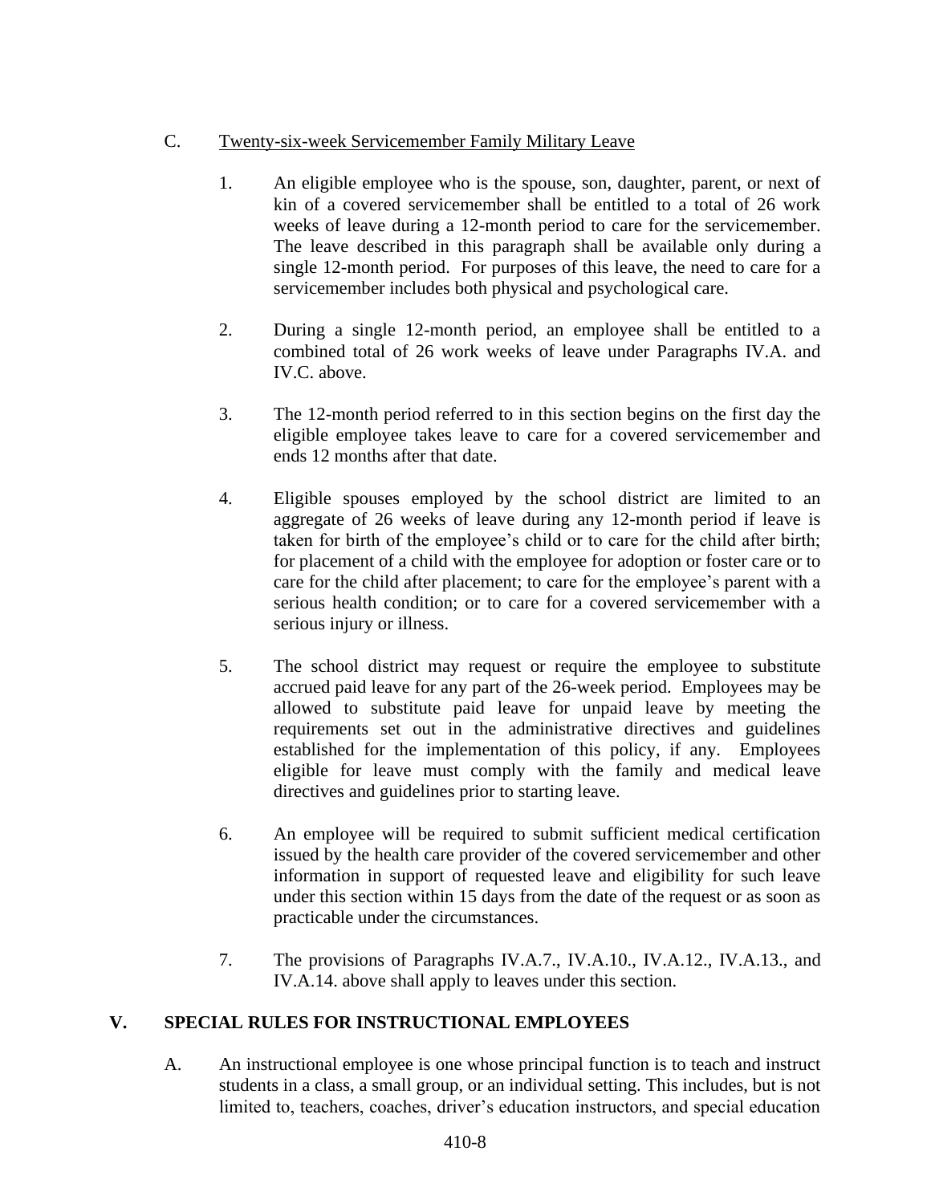C. Twenty-six-week Servicemember Family Military Leave

1. An eligible employee who is the spouse, son, daughter, parent, or next of kin of a covered servicemember shall be entitled to a total of 26 work weeks of leave during a 12-month period to care for the servicemember. The leave described in this paragraph shall be available only during a single 12-month period. For purposes of this leave, the need to care for a servicemember includes both physical and psychological care.

2. During a single 12-month period, an employee shall be entitled to a combined total of 26 work weeks of leave under Paragraphs IV.A. and IV.C. above.

3. The 12-month period referred to in this section begins on the first day the eligible employee takes leave to care for a covered servicemember and ends 12 months after that date.

4. Eligible spouses employed by the school district are limited to an aggregate of 26 weeks of leave during any 12-month period if leave is taken for birth of the employee's child or to care for the child after birth; for placement of a child with the employee for adoption or foster care or to care for the child after placement; to care for the employee's parent with a serious health condition; or to care for a covered servicemember with a serious injury or illness.

5. The school district may request or require the employee to substitute accrued paid leave for any part of the 26-week period. Employees may be allowed to substitute paid leave for unpaid leave by meeting the requirements set out in the administrative directives and guidelines established for the implementation of this policy, if any. Employees eligible for leave must comply with the family and medical leave directives and guidelines prior to starting leave.

6. An employee will be required to submit sufficient medical certification issued by the health care provider of the covered servicemember and other information in support of requested leave and eligibility for such leave under this section within 15 days from the date of the request or as soon as practicable under the circumstances.

7. The provisions of Paragraphs IV.A.7., IV.A.10., IV.A.12., IV.A.13., and IV.A.14. above shall apply to leaves under this section.

## V. SPECIAL RULES FOR INSTRUCTIONAL EMPLOYEES

A. An instructional employee is one whose principal function is to teach and instruct students in a class, a small group, or an individual setting. This includes, but is not limited to, teachers, coaches, driver's education instructors, and special education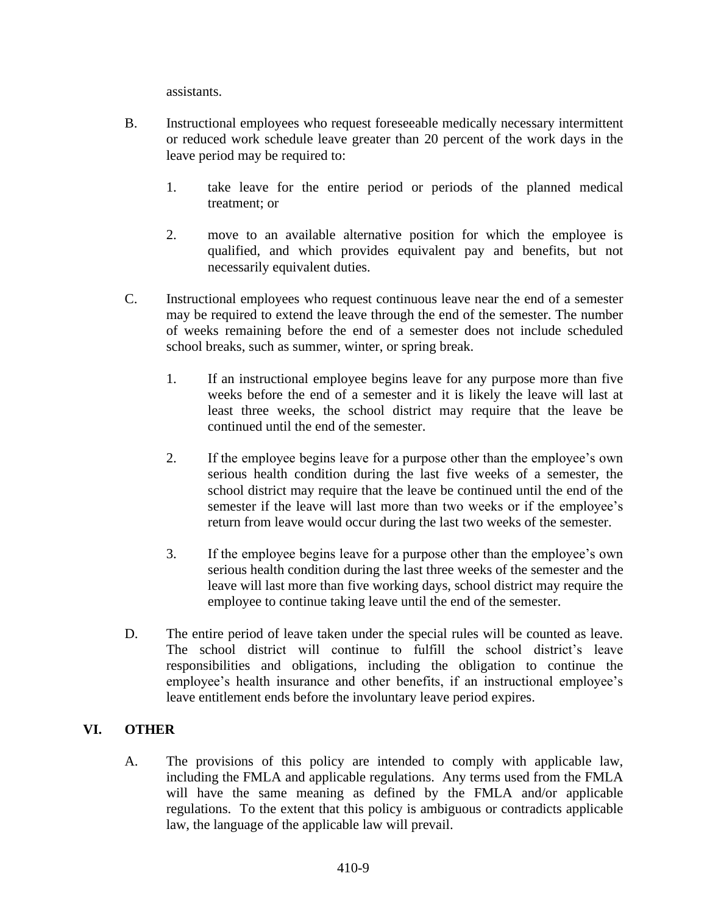assistants.

B. Instructional employees who request foreseeable medically necessary intermittent or reduced work schedule leave greater than 20 percent of the work days in the leave period may be required to:

   1. take leave for the entire period or periods of the planned medical treatment; or

   2. move to an available alternative position for which the employee is qualified, and which provides equivalent pay and benefits, but not necessarily equivalent duties.

C. Instructional employees who request continuous leave near the end of a semester may be required to extend the leave through the end of the semester. The number of weeks remaining before the end of a semester does not include scheduled school breaks, such as summer, winter, or spring break.

   1. If an instructional employee begins leave for any purpose more than five weeks before the end of a semester and it is likely the leave will last at least three weeks, the school district may require that the leave be continued until the end of the semester.

   2. If the employee begins leave for a purpose other than the employee's own serious health condition during the last five weeks of a semester, the school district may require that the leave be continued until the end of the semester if the leave will last more than two weeks or if the employee's return from leave would occur during the last two weeks of the semester.

   3. If the employee begins leave for a purpose other than the employee's own serious health condition during the last three weeks of the semester and the leave will last more than five working days, school district may require the employee to continue taking leave until the end of the semester.

D. The entire period of leave taken under the special rules will be counted as leave. The school district will continue to fulfill the school district's leave responsibilities and obligations, including the obligation to continue the employee's health insurance and other benefits, if an instructional employee's leave entitlement ends before the involuntary leave period expires.

## VI. OTHER

A. The provisions of this policy are intended to comply with applicable law, including the FMLA and applicable regulations. Any terms used from the FMLA will have the same meaning as defined by the FMLA and/or applicable regulations. To the extent that this policy is ambiguous or contradicts applicable law, the language of the applicable law will prevail.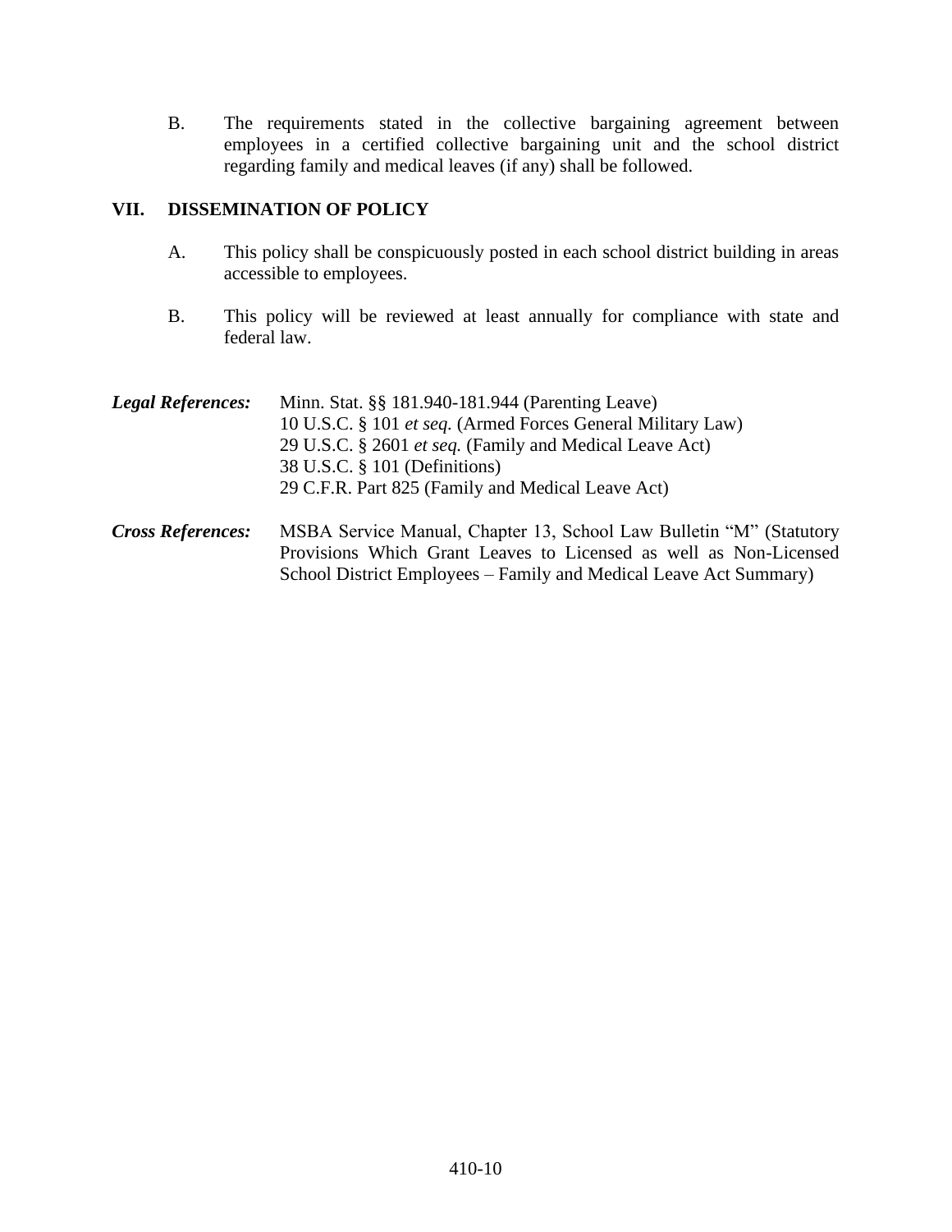B. The requirements stated in the collective bargaining agreement between employees in a certified collective bargaining unit and the school district regarding family and medical leaves (if any) shall be followed.

## VII. DISSEMINATION OF POLICY

A. This policy shall be conspicuously posted in each school district building in areas accessible to employees.

B. This policy will be reviewed at least annually for compliance with state and federal law.

***Legal References:*** Minn. Stat. §§ 181.940-181.944 (Parenting Leave)
10 U.S.C. § 101 *et seq.* (Armed Forces General Military Law)
29 U.S.C. § 2601 *et seq.* (Family and Medical Leave Act)
38 U.S.C. § 101 (Definitions)
29 C.F.R. Part 825 (Family and Medical Leave Act)

***Cross References:*** MSBA Service Manual, Chapter 13, School Law Bulletin "M" (Statutory Provisions Which Grant Leaves to Licensed as well as Non-Licensed School District Employees – Family and Medical Leave Act Summary)